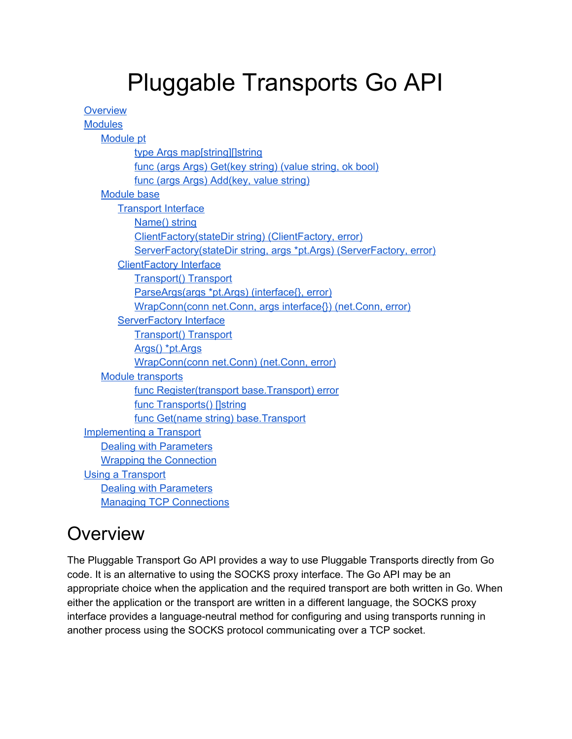# Pluggable Transports Go API

- Overview
- Modules
  - Module pt
    - type Args map[string][]string
    - func (args Args) Get(key string) (value string, ok bool)
    - func (args Args) Add(key, value string)
  - Module base
    - Transport Interface
      - Name() string
      - ClientFactory(stateDir string) (ClientFactory, error)
      - ServerFactory(stateDir string, args *pt.Args) (ServerFactory, error)
    - ClientFactory Interface
      - Transport() Transport
      - ParseArgs(args *pt.Args) (interface{}, error)
      - WrapConn(conn net.Conn, args interface{}) (net.Conn, error)
    - ServerFactory Interface
      - Transport() Transport
      - Args() *pt.Args
      - WrapConn(conn net.Conn) (net.Conn, error)
  - Module transports
    - func Register(transport base.Transport) error
    - func Transports() []string
    - func Get(name string) base.Transport
- Implementing a Transport
  - Dealing with Parameters
  - Wrapping the Connection
- Using a Transport
  - Dealing with Parameters
  - Managing TCP Connections

## Overview

The Pluggable Transport Go API provides a way to use Pluggable Transports directly from Go code. It is an alternative to using the SOCKS proxy interface. The Go API may be an appropriate choice when the application and the required transport are both written in Go. When either the application or the transport are written in a different language, the SOCKS proxy interface provides a language-neutral method for configuring and using transports running in another process using the SOCKS protocol communicating over a TCP socket.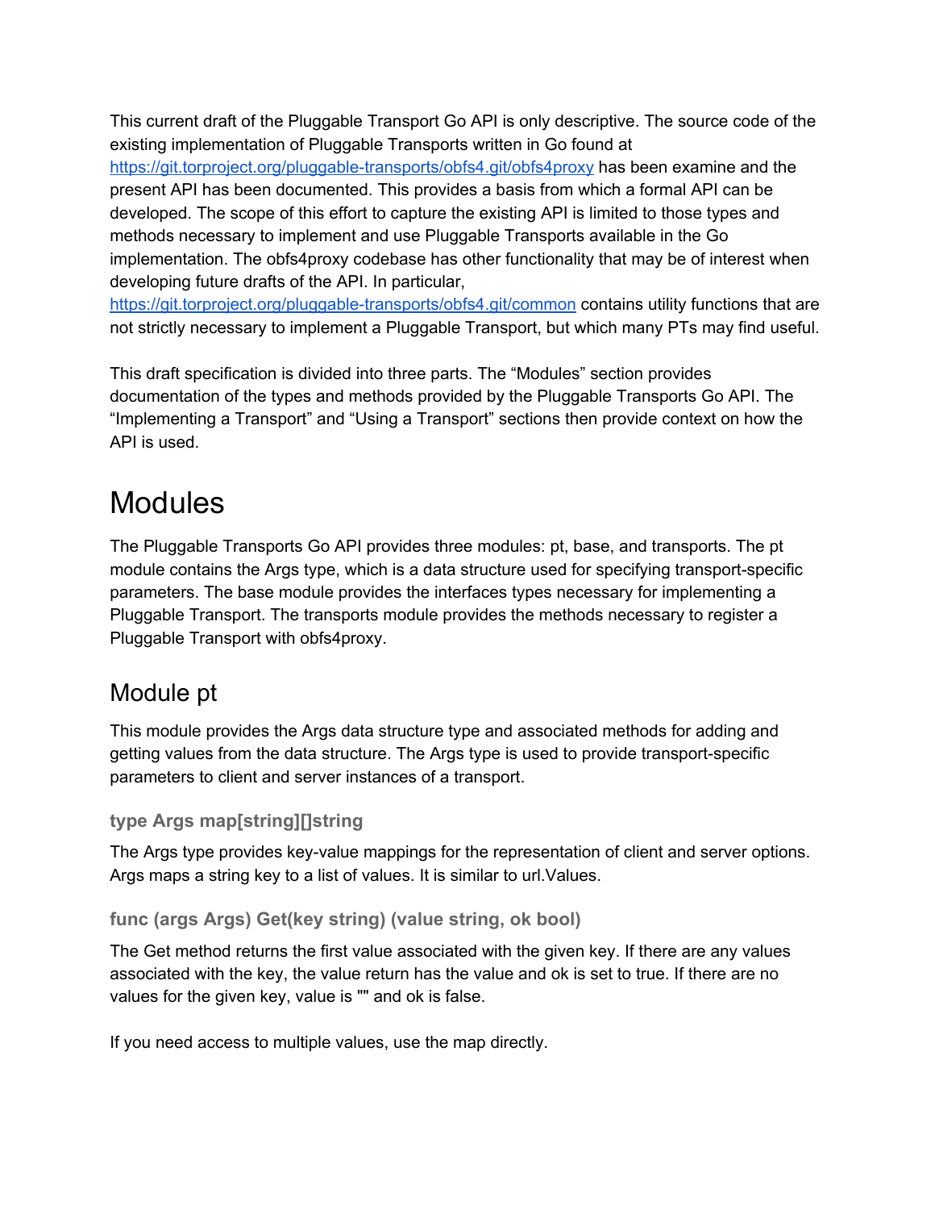This current draft of the Pluggable Transport Go API is only descriptive. The source code of the existing implementation of Pluggable Transports written in Go found at [https://git.torproject.org/pluggable-transports/obfs4.git/obfs4proxy](https://git.torproject.org/pluggable-transports/obfs4.git/obfs4proxy) has been examine and the present API has been documented. This provides a basis from which a formal API can be developed. The scope of this effort to capture the existing API is limited to those types and methods necessary to implement and use Pluggable Transports available in the Go implementation. The obfs4proxy codebase has other functionality that may be of interest when developing future drafts of the API. In particular, [https://git.torproject.org/pluggable-transports/obfs4.git/common](https://git.torproject.org/pluggable-transports/obfs4.git/common) contains utility functions that are not strictly necessary to implement a Pluggable Transport, but which many PTs may find useful.

This draft specification is divided into three parts. The "Modules" section provides documentation of the types and methods provided by the Pluggable Transports Go API. The "Implementing a Transport" and "Using a Transport" sections then provide context on how the API is used.

# Modules

The Pluggable Transports Go API provides three modules: pt, base, and transports. The pt module contains the Args type, which is a data structure used for specifying transport-specific parameters. The base module provides the interfaces types necessary for implementing a Pluggable Transport. The transports module provides the methods necessary to register a Pluggable Transport with obfs4proxy.

## Module pt

This module provides the Args data structure type and associated methods for adding and getting values from the data structure. The Args type is used to provide transport-specific parameters to client and server instances of a transport.

### type Args map[string][]string

The Args type provides key-value mappings for the representation of client and server options. Args maps a string key to a list of values. It is similar to url.Values.

### func (args Args) Get(key string) (value string, ok bool)

The Get method returns the first value associated with the given key. If there are any values associated with the key, the value return has the value and ok is set to true. If there are no values for the given key, value is "" and ok is false.

If you need access to multiple values, use the map directly.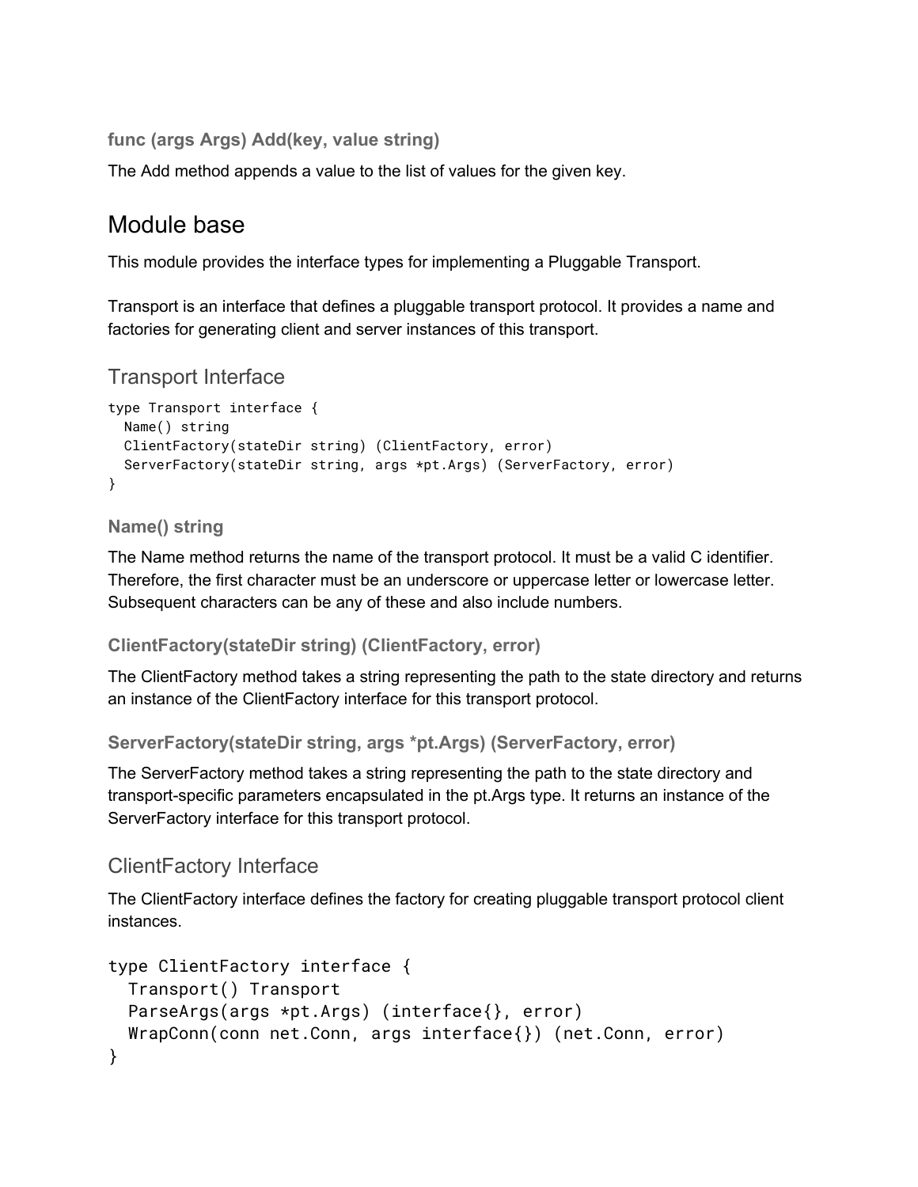#### func (args Args) Add(key, value string)

The Add method appends a value to the list of values for the given key.

## Module base

This module provides the interface types for implementing a Pluggable Transport.

Transport is an interface that defines a pluggable transport protocol. It provides a name and factories for generating client and server instances of this transport.

### Transport Interface

```
type Transport interface {
  Name() string
  ClientFactory(stateDir string) (ClientFactory, error)
  ServerFactory(stateDir string, args *pt.Args) (ServerFactory, error)
}
```

#### Name() string

The Name method returns the name of the transport protocol. It must be a valid C identifier. Therefore, the first character must be an underscore or uppercase letter or lowercase letter. Subsequent characters can be any of these and also include numbers.

#### ClientFactory(stateDir string) (ClientFactory, error)

The ClientFactory method takes a string representing the path to the state directory and returns an instance of the ClientFactory interface for this transport protocol.

#### ServerFactory(stateDir string, args *pt.Args) (ServerFactory, error)

The ServerFactory method takes a string representing the path to the state directory and transport-specific parameters encapsulated in the pt.Args type. It returns an instance of the ServerFactory interface for this transport protocol.

### ClientFactory Interface

The ClientFactory interface defines the factory for creating pluggable transport protocol client instances.

```
type ClientFactory interface {
  Transport() Transport
  ParseArgs(args *pt.Args) (interface{}, error)
  WrapConn(conn net.Conn, args interface{}) (net.Conn, error)
}
```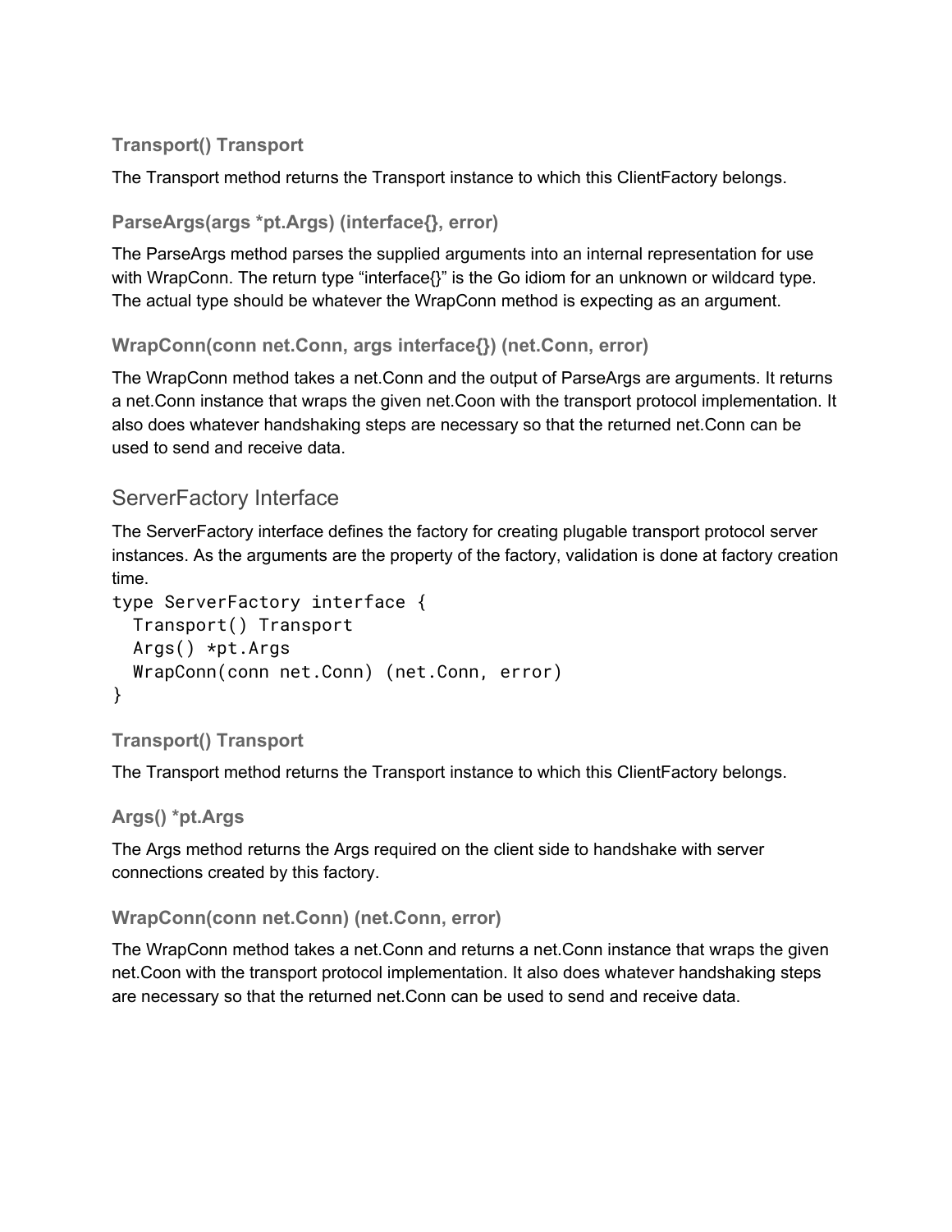### Transport() Transport

The Transport method returns the Transport instance to which this ClientFactory belongs.

### ParseArgs(args *pt.Args) (interface{}, error)

The ParseArgs method parses the supplied arguments into an internal representation for use with WrapConn. The return type “interface{}” is the Go idiom for an unknown or wildcard type. The actual type should be whatever the WrapConn method is expecting as an argument.

### WrapConn(conn net.Conn, args interface{}) (net.Conn, error)

The WrapConn method takes a net.Conn and the output of ParseArgs are arguments. It returns a net.Conn instance that wraps the given net.Coon with the transport protocol implementation. It also does whatever handshaking steps are necessary so that the returned net.Conn can be used to send and receive data.

## ServerFactory Interface

The ServerFactory interface defines the factory for creating plugable transport protocol server instances. As the arguments are the property of the factory, validation is done at factory creation time.

```
type ServerFactory interface {
  Transport() Transport
  Args() *pt.Args
  WrapConn(conn net.Conn) (net.Conn, error)
}
```

### Transport() Transport

The Transport method returns the Transport instance to which this ClientFactory belongs.

### Args() *pt.Args

The Args method returns the Args required on the client side to handshake with server connections created by this factory.

### WrapConn(conn net.Conn) (net.Conn, error)

The WrapConn method takes a net.Conn and returns a net.Conn instance that wraps the given net.Coon with the transport protocol implementation. It also does whatever handshaking steps are necessary so that the returned net.Conn can be used to send and receive data.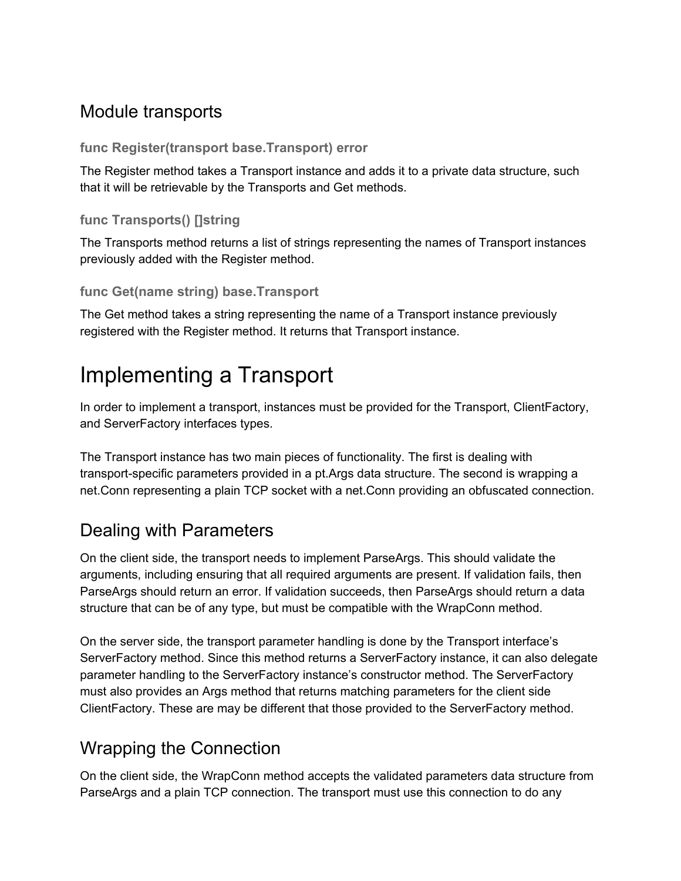## Module transports

### func Register(transport base.Transport) error

The Register method takes a Transport instance and adds it to a private data structure, such that it will be retrievable by the Transports and Get methods.

### func Transports() []string

The Transports method returns a list of strings representing the names of Transport instances previously added with the Register method.

### func Get(name string) base.Transport

The Get method takes a string representing the name of a Transport instance previously registered with the Register method. It returns that Transport instance.

# Implementing a Transport

In order to implement a transport, instances must be provided for the Transport, ClientFactory, and ServerFactory interfaces types.

The Transport instance has two main pieces of functionality. The first is dealing with transport-specific parameters provided in a pt.Args data structure. The second is wrapping a net.Conn representing a plain TCP socket with a net.Conn providing an obfuscated connection.

## Dealing with Parameters

On the client side, the transport needs to implement ParseArgs. This should validate the arguments, including ensuring that all required arguments are present. If validation fails, then ParseArgs should return an error. If validation succeeds, then ParseArgs should return a data structure that can be of any type, but must be compatible with the WrapConn method.

On the server side, the transport parameter handling is done by the Transport interface's ServerFactory method. Since this method returns a ServerFactory instance, it can also delegate parameter handling to the ServerFactory instance's constructor method. The ServerFactory must also provides an Args method that returns matching parameters for the client side ClientFactory. These are may be different that those provided to the ServerFactory method.

## Wrapping the Connection

On the client side, the WrapConn method accepts the validated parameters data structure from ParseArgs and a plain TCP connection. The transport must use this connection to do any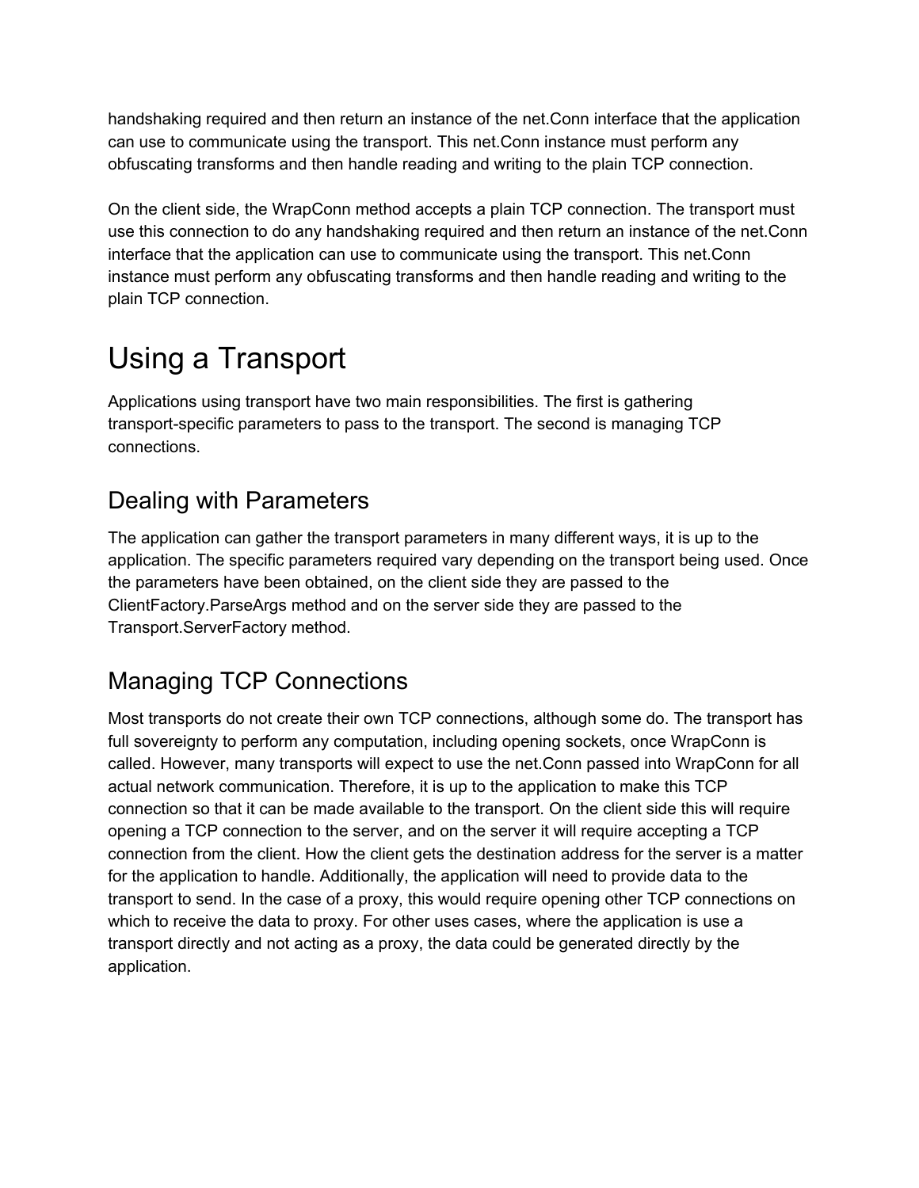handshaking required and then return an instance of the net.Conn interface that the application can use to communicate using the transport. This net.Conn instance must perform any obfuscating transforms and then handle reading and writing to the plain TCP connection.

On the client side, the WrapConn method accepts a plain TCP connection. The transport must use this connection to do any handshaking required and then return an instance of the net.Conn interface that the application can use to communicate using the transport. This net.Conn instance must perform any obfuscating transforms and then handle reading and writing to the plain TCP connection.

# Using a Transport

Applications using transport have two main responsibilities. The first is gathering transport-specific parameters to pass to the transport. The second is managing TCP connections.

## Dealing with Parameters

The application can gather the transport parameters in many different ways, it is up to the application. The specific parameters required vary depending on the transport being used. Once the parameters have been obtained, on the client side they are passed to the ClientFactory.ParseArgs method and on the server side they are passed to the Transport.ServerFactory method.

## Managing TCP Connections

Most transports do not create their own TCP connections, although some do. The transport has full sovereignty to perform any computation, including opening sockets, once WrapConn is called. However, many transports will expect to use the net.Conn passed into WrapConn for all actual network communication. Therefore, it is up to the application to make this TCP connection so that it can be made available to the transport. On the client side this will require opening a TCP connection to the server, and on the server it will require accepting a TCP connection from the client. How the client gets the destination address for the server is a matter for the application to handle. Additionally, the application will need to provide data to the transport to send. In the case of a proxy, this would require opening other TCP connections on which to receive the data to proxy. For other uses cases, where the application is use a transport directly and not acting as a proxy, the data could be generated directly by the application.